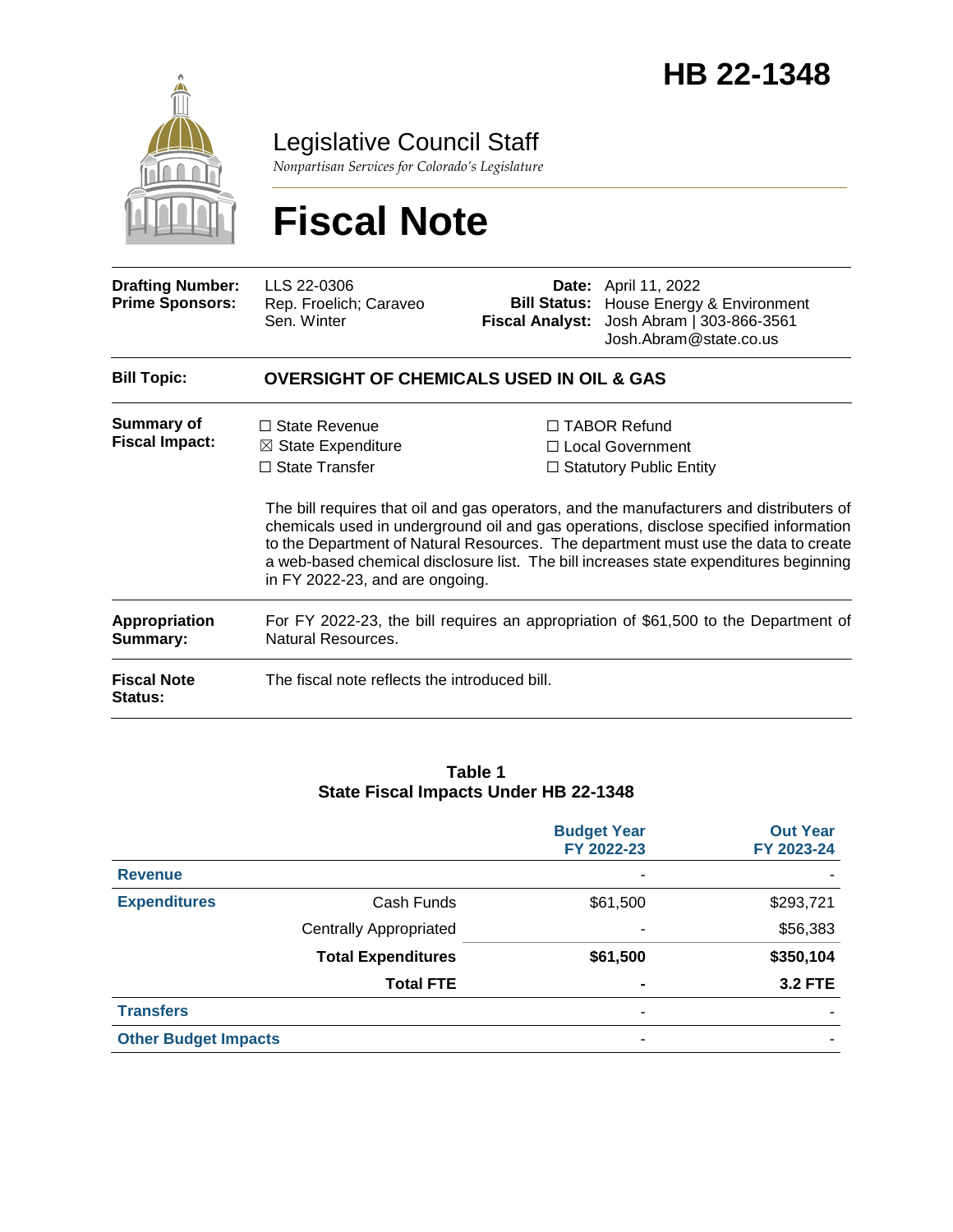# HB 22-1348

Legislative Council Staff

*Nonpartisan Services for Colorado's Legislature*

# Fiscal Note

| | | | |
|---|---|---|---|
| **Drafting Number:** | LLS 22-0306 | **Date:** | April 11, 2022 |
| **Prime Sponsors:** | Rep. Froelich; Caraveo<br>Sen. Winter | **Bill Status:** | House Energy & Environment |
| | | **Fiscal Analyst:** | Josh Abram \| 303-866-3561<br>Josh.Abram@state.co.us |

**Bill Topic:** **OVERSIGHT OF CHEMICALS USED IN OIL & GAS**

**Summary of Fiscal Impact:**

- ☐ State Revenue
- ☒ State Expenditure
- ☐ State Transfer
- ☐ TABOR Refund
- ☐ Local Government
- ☐ Statutory Public Entity

The bill requires that oil and gas operators, and the manufacturers and distributors of chemicals used in underground oil and gas operations, disclose specified information to the Department of Natural Resources. The department must use the data to create a web-based chemical disclosure list. The bill increases state expenditures beginning in FY 2022-23, and are ongoing.

**Appropriation Summary:** For FY 2022-23, the bill requires an appropriation of $61,500 to the Department of Natural Resources.

**Fiscal Note Status:** The fiscal note reflects the introduced bill.

**Table 1**
**State Fiscal Impacts Under HB 22-1348**

| | | Budget Year FY 2022-23 | Out Year FY 2023-24 |
|---|---|---|---|
| **Revenue** | | - | - |
| **Expenditures** | Cash Funds | $61,500 | $293,721 |
| | Centrally Appropriated | - | $56,383 |
| | **Total Expenditures** | **$61,500** | **$350,104** |
| | **Total FTE** | **-** | **3.2 FTE** |
| **Transfers** | | - | - |
| **Other Budget Impacts** | | - | - |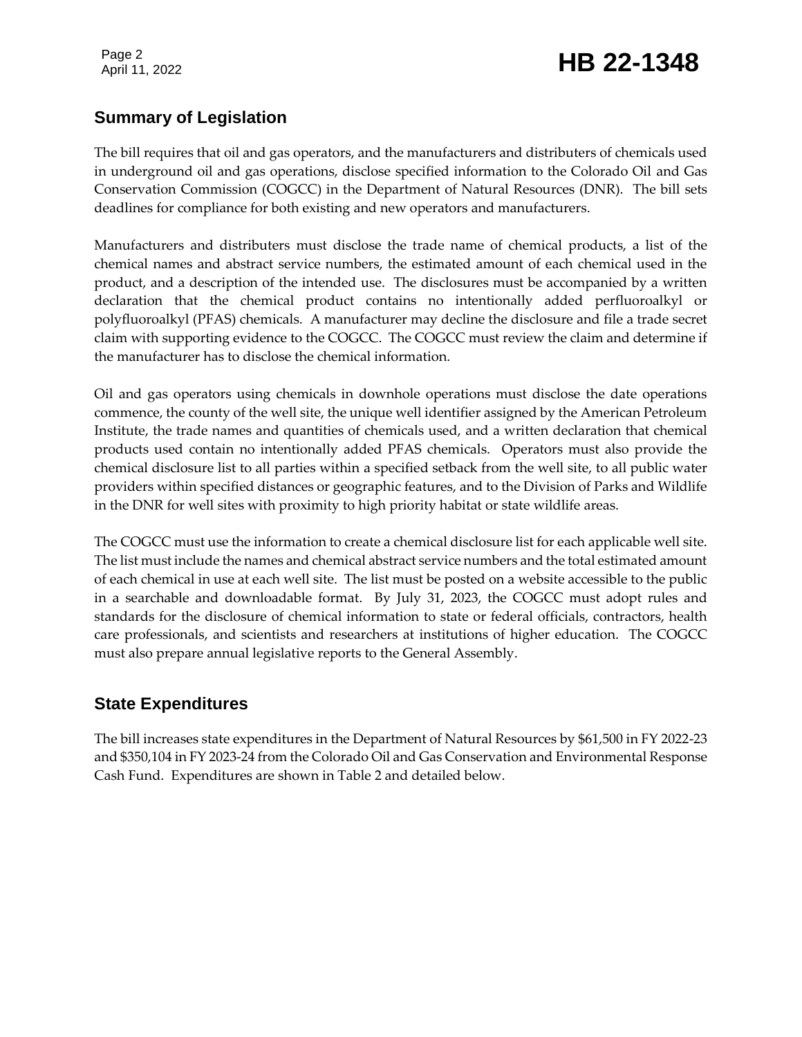## Summary of Legislation

The bill requires that oil and gas operators, and the manufacturers and distributers of chemicals used in underground oil and gas operations, disclose specified information to the Colorado Oil and Gas Conservation Commission (COGCC) in the Department of Natural Resources (DNR). The bill sets deadlines for compliance for both existing and new operators and manufacturers.

Manufacturers and distributers must disclose the trade name of chemical products, a list of the chemical names and abstract service numbers, the estimated amount of each chemical used in the product, and a description of the intended use. The disclosures must be accompanied by a written declaration that the chemical product contains no intentionally added perfluoroalkyl or polyfluoroalkyl (PFAS) chemicals. A manufacturer may decline the disclosure and file a trade secret claim with supporting evidence to the COGCC. The COGCC must review the claim and determine if the manufacturer has to disclose the chemical information.

Oil and gas operators using chemicals in downhole operations must disclose the date operations commence, the county of the well site, the unique well identifier assigned by the American Petroleum Institute, the trade names and quantities of chemicals used, and a written declaration that chemical products used contain no intentionally added PFAS chemicals. Operators must also provide the chemical disclosure list to all parties within a specified setback from the well site, to all public water providers within specified distances or geographic features, and to the Division of Parks and Wildlife in the DNR for well sites with proximity to high priority habitat or state wildlife areas.

The COGCC must use the information to create a chemical disclosure list for each applicable well site. The list must include the names and chemical abstract service numbers and the total estimated amount of each chemical in use at each well site. The list must be posted on a website accessible to the public in a searchable and downloadable format. By July 31, 2023, the COGCC must adopt rules and standards for the disclosure of chemical information to state or federal officials, contractors, health care professionals, and scientists and researchers at institutions of higher education. The COGCC must also prepare annual legislative reports to the General Assembly.

## State Expenditures

The bill increases state expenditures in the Department of Natural Resources by $61,500 in FY 2022-23 and $350,104 in FY 2023-24 from the Colorado Oil and Gas Conservation and Environmental Response Cash Fund. Expenditures are shown in Table 2 and detailed below.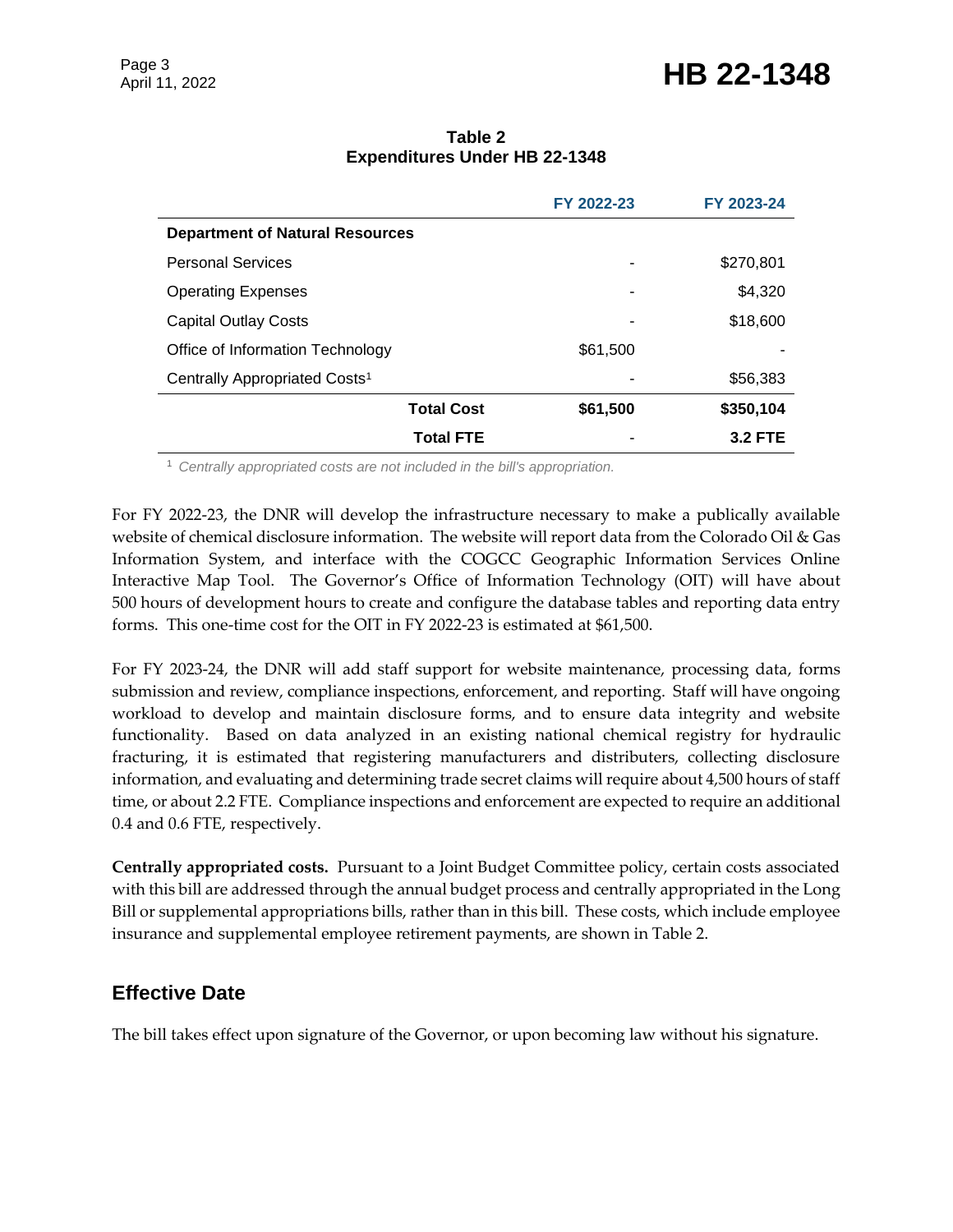**Table 2**
**Expenditures Under HB 22-1348**

| | FY 2022-23 | FY 2023-24 |
|---|---|---|
| **Department of Natural Resources** | | |
| Personal Services | - | $270,801 |
| Operating Expenses | - | $4,320 |
| Capital Outlay Costs | - | $18,600 |
| Office of Information Technology | $61,500 | - |
| Centrally Appropriated Costs[1] | - | $56,383 |
| **Total Cost** | **$61,500** | **$350,104** |
| **Total FTE** | - | **3.2 FTE** |

[1] *Centrally appropriated costs are not included in the bill's appropriation.*

For FY 2022-23, the DNR will develop the infrastructure necessary to make a publically available website of chemical disclosure information. The website will report data from the Colorado Oil & Gas Information System, and interface with the COGCC Geographic Information Services Online Interactive Map Tool. The Governor's Office of Information Technology (OIT) will have about 500 hours of development hours to create and configure the database tables and reporting data entry forms. This one-time cost for the OIT in FY 2022-23 is estimated at $61,500.

For FY 2023-24, the DNR will add staff support for website maintenance, processing data, forms submission and review, compliance inspections, enforcement, and reporting. Staff will have ongoing workload to develop and maintain disclosure forms, and to ensure data integrity and website functionality. Based on data analyzed in an existing national chemical registry for hydraulic fracturing, it is estimated that registering manufacturers and distributers, collecting disclosure information, and evaluating and determining trade secret claims will require about 4,500 hours of staff time, or about 2.2 FTE. Compliance inspections and enforcement are expected to require an additional 0.4 and 0.6 FTE, respectively.

**Centrally appropriated costs.** Pursuant to a Joint Budget Committee policy, certain costs associated with this bill are addressed through the annual budget process and centrally appropriated in the Long Bill or supplemental appropriations bills, rather than in this bill. These costs, which include employee insurance and supplemental employee retirement payments, are shown in Table 2.

## Effective Date

The bill takes effect upon signature of the Governor, or upon becoming law without his signature.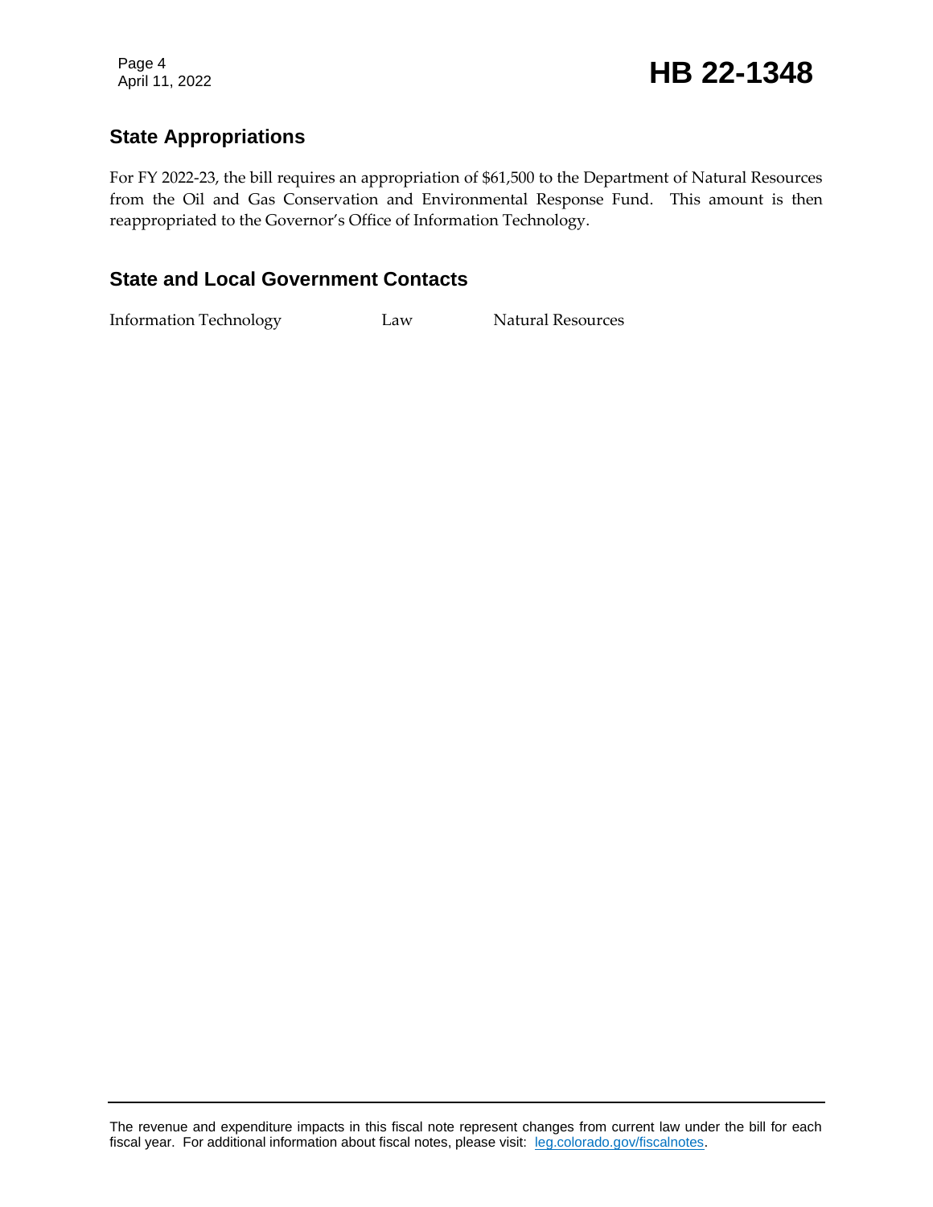## State Appropriations

For FY 2022-23, the bill requires an appropriation of $61,500 to the Department of Natural Resources from the Oil and Gas Conservation and Environmental Response Fund. This amount is then reappropriated to the Governor's Office of Information Technology.

## State and Local Government Contacts

Information Technology     Law     Natural Resources

The revenue and expenditure impacts in this fiscal note represent changes from current law under the bill for each fiscal year. For additional information about fiscal notes, please visit: leg.colorado.gov/fiscalnotes.